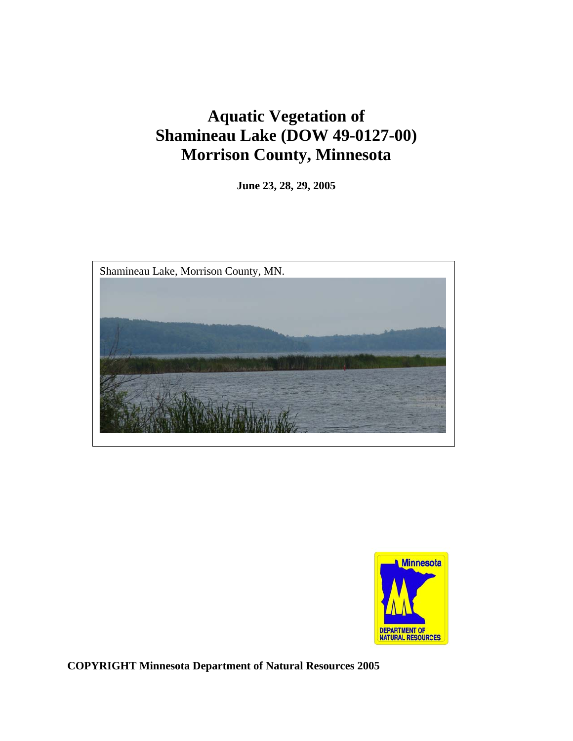# Aquatic Vegetation of Shamineau Lake (DOW 49-0127-00) Morrison County, Minnesota

**June 23, 28, 29, 2005**

Shamineau Lake, Morrison County, MN.

**COPYRIGHT Minnesota Department of Natural Resources 2005**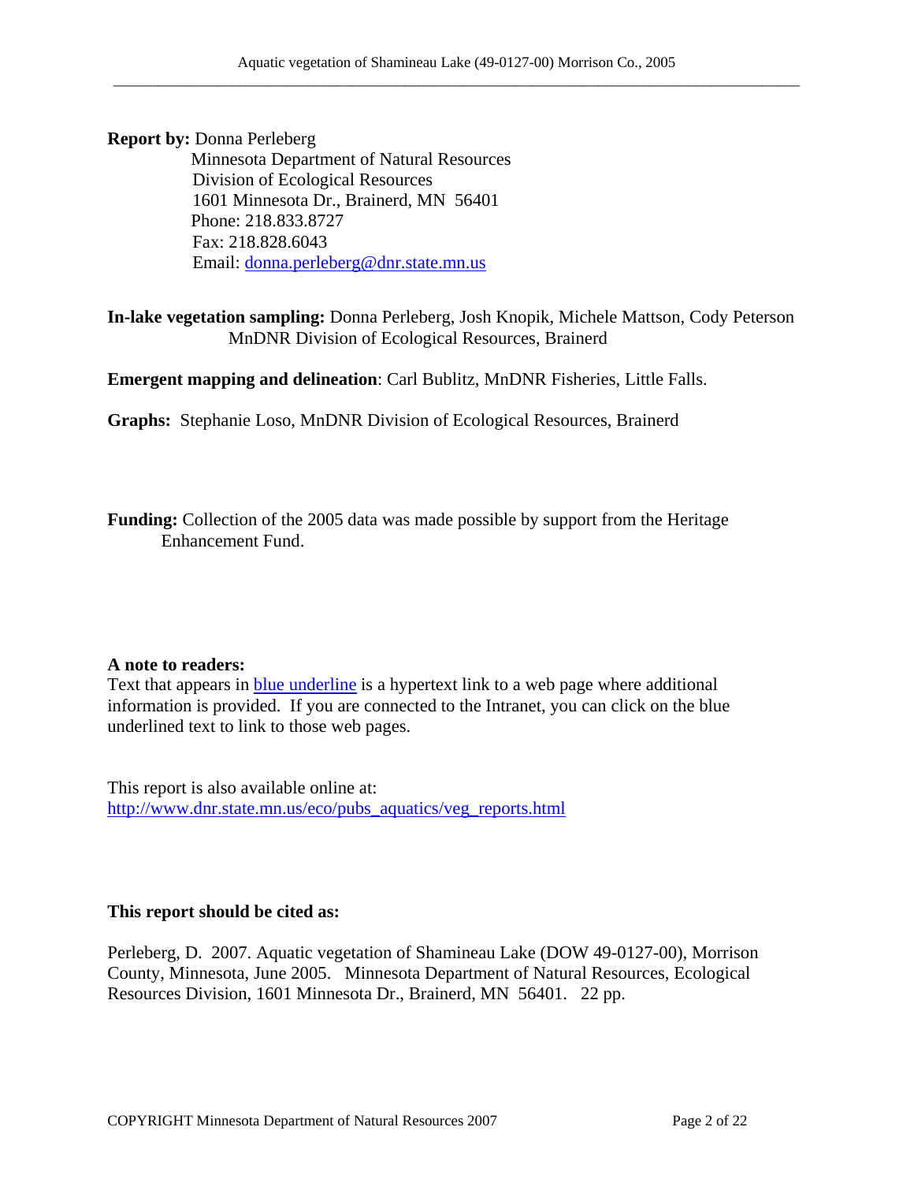**Report by:** Donna Perleberg
Minnesota Department of Natural Resources
Division of Ecological Resources
1601 Minnesota Dr., Brainerd, MN 56401
Phone: 218.833.8727
Fax: 218.828.6043
Email: donna.perleberg@dnr.state.mn.us

**In-lake vegetation sampling:** Donna Perleberg, Josh Knopik, Michele Mattson, Cody Peterson
MnDNR Division of Ecological Resources, Brainerd

**Emergent mapping and delineation**: Carl Bublitz, MnDNR Fisheries, Little Falls.

**Graphs:** Stephanie Loso, MnDNR Division of Ecological Resources, Brainerd

**Funding:** Collection of the 2005 data was made possible by support from the Heritage Enhancement Fund.

**A note to readers:**
Text that appears in blue underline is a hypertext link to a web page where additional information is provided. If you are connected to the Intranet, you can click on the blue underlined text to link to those web pages.

This report is also available online at:
http://www.dnr.state.mn.us/eco/pubs_aquatics/veg_reports.html

**This report should be cited as:**

Perleberg, D. 2007. Aquatic vegetation of Shamineau Lake (DOW 49-0127-00), Morrison County, Minnesota, June 2005. Minnesota Department of Natural Resources, Ecological Resources Division, 1601 Minnesota Dr., Brainerd, MN 56401. 22 pp.

COPYRIGHT Minnesota Department of Natural Resources 2007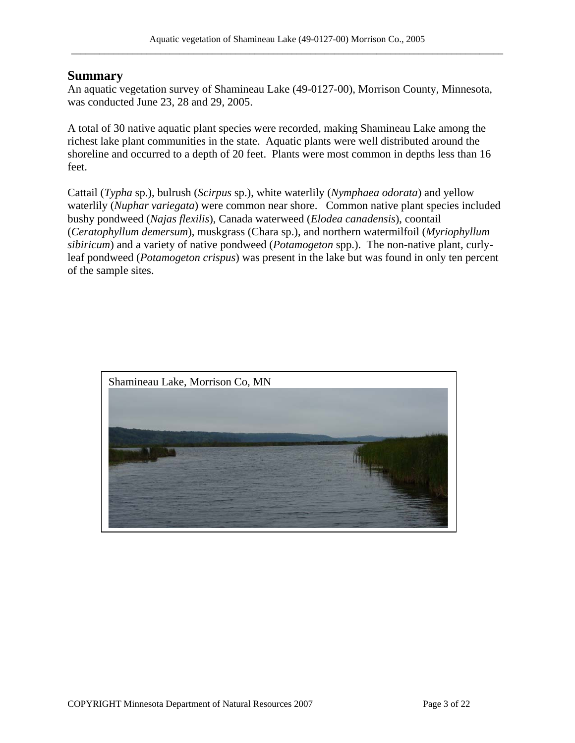## Summary

An aquatic vegetation survey of Shamineau Lake (49-0127-00), Morrison County, Minnesota, was conducted June 23, 28 and 29, 2005.

A total of 30 native aquatic plant species were recorded, making Shamineau Lake among the richest lake plant communities in the state. Aquatic plants were well distributed around the shoreline and occurred to a depth of 20 feet. Plants were most common in depths less than 16 feet.

Cattail (*Typha* sp.), bulrush (*Scirpus* sp.), white waterlily (*Nymphaea odorata*) and yellow waterlily (*Nuphar variegata*) were common near shore. Common native plant species included bushy pondweed (*Najas flexilis*), Canada waterweed (*Elodea canadensis*), coontail (*Ceratophyllum demersum*), muskgrass (Chara sp.), and northern watermilfoil (*Myriophyllum sibiricum*) and a variety of native pondweed (*Potamogeton* spp.). The non-native plant, curly-leaf pondweed (*Potamogeton crispus*) was present in the lake but was found in only ten percent of the sample sites.

Shamineau Lake, Morrison Co, MN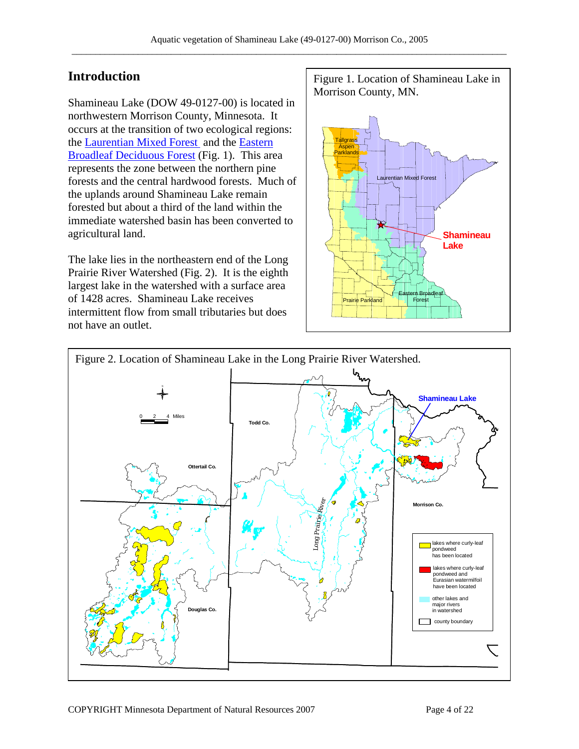## Introduction

Shamineau Lake (DOW 49-0127-00) is located in northwestern Morrison County, Minnesota. It occurs at the transition of two ecological regions: the Laurentian Mixed Forest and the Eastern Broadleaf Deciduous Forest (Fig. 1). This area represents the zone between the northern pine forests and the central hardwood forests. Much of the uplands around Shamineau Lake remain forested but about a third of the land within the immediate watershed basin has been converted to agricultural land.

The lake lies in the northeastern end of the Long Prairie River Watershed (Fig. 2). It is the eighth largest lake in the watershed with a surface area of 1428 acres. Shamineau Lake receives intermittent flow from small tributaries but does not have an outlet.

Figure 1. Location of Shamineau Lake in Morrison County, MN.

Figure 2. Location of Shamineau Lake in the Long Prairie River Watershed.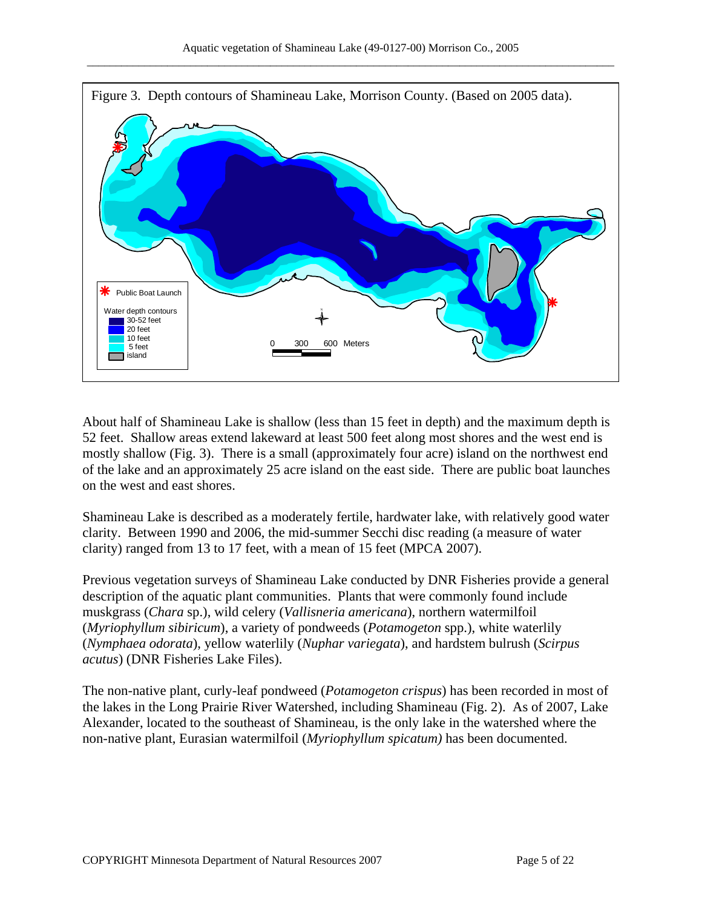Figure 3. Depth contours of Shamineau Lake, Morrison County. (Based on 2005 data).

About half of Shamineau Lake is shallow (less than 15 feet in depth) and the maximum depth is 52 feet. Shallow areas extend lakeward at least 500 feet along most shores and the west end is mostly shallow (Fig. 3). There is a small (approximately four acre) island on the northwest end of the lake and an approximately 25 acre island on the east side. There are public boat launches on the west and east shores.

Shamineau Lake is described as a moderately fertile, hardwater lake, with relatively good water clarity. Between 1990 and 2006, the mid-summer Secchi disc reading (a measure of water clarity) ranged from 13 to 17 feet, with a mean of 15 feet (MPCA 2007).

Previous vegetation surveys of Shamineau Lake conducted by DNR Fisheries provide a general description of the aquatic plant communities. Plants that were commonly found include muskgrass (*Chara* sp.), wild celery (*Vallisneria americana*), northern watermilfoil (*Myriophyllum sibiricum*), a variety of pondweeds (*Potamogeton* spp.), white waterlily (*Nymphaea odorata*), yellow waterlily (*Nuphar variegata*), and hardstem bulrush (*Scirpus acutus*) (DNR Fisheries Lake Files).

The non-native plant, curly-leaf pondweed (*Potamogeton crispus*) has been recorded in most of the lakes in the Long Prairie River Watershed, including Shamineau (Fig. 2). As of 2007, Lake Alexander, located to the southeast of Shamineau, is the only lake in the watershed where the non-native plant, Eurasian watermilfoil (*Myriophyllum spicatum)* has been documented.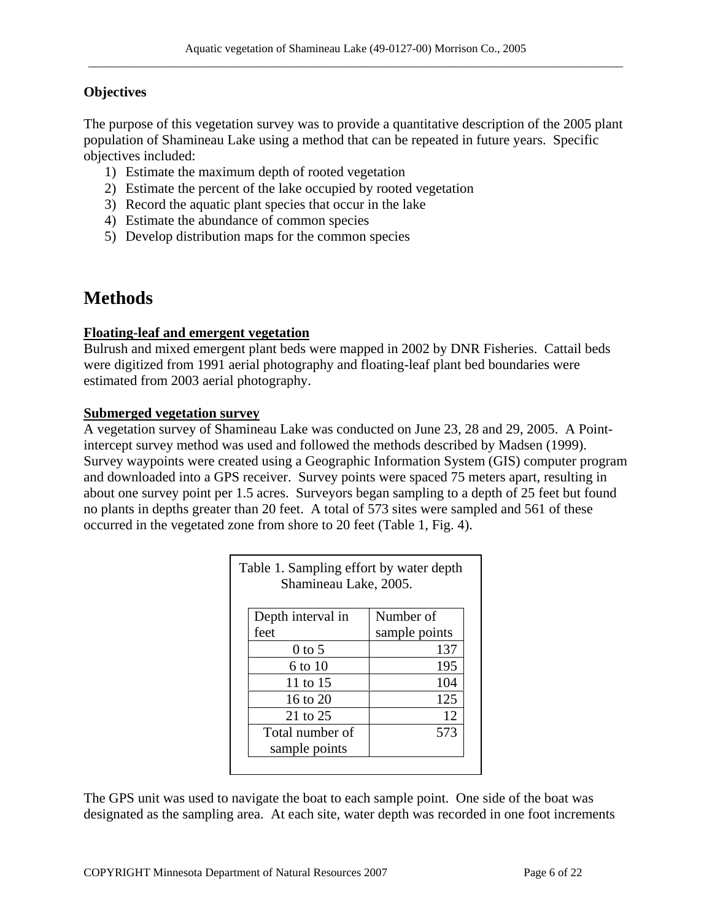**Objectives**

The purpose of this vegetation survey was to provide a quantitative description of the 2005 plant population of Shamineau Lake using a method that can be repeated in future years. Specific objectives included:

1) Estimate the maximum depth of rooted vegetation
2) Estimate the percent of the lake occupied by rooted vegetation
3) Record the aquatic plant species that occur in the lake
4) Estimate the abundance of common species
5) Develop distribution maps for the common species

# Methods

**Floating-leaf and emergent vegetation**

Bulrush and mixed emergent plant beds were mapped in 2002 by DNR Fisheries. Cattail beds were digitized from 1991 aerial photography and floating-leaf plant bed boundaries were estimated from 2003 aerial photography.

**Submerged vegetation survey**

A vegetation survey of Shamineau Lake was conducted on June 23, 28 and 29, 2005. A Point-intercept survey method was used and followed the methods described by Madsen (1999). Survey waypoints were created using a Geographic Information System (GIS) computer program and downloaded into a GPS receiver. Survey points were spaced 75 meters apart, resulting in about one survey point per 1.5 acres. Surveyors began sampling to a depth of 25 feet but found no plants in depths greater than 20 feet. A total of 573 sites were sampled and 561 of these occurred in the vegetated zone from shore to 20 feet (Table 1, Fig. 4).

Table 1. Sampling effort by water depth Shamineau Lake, 2005.

| Depth interval in feet | Number of sample points |
|---|---|
| 0 to 5 | 137 |
| 6 to 10 | 195 |
| 11 to 15 | 104 |
| 16 to 20 | 125 |
| 21 to 25 | 12 |
| Total number of sample points | 573 |

The GPS unit was used to navigate the boat to each sample point. One side of the boat was designated as the sampling area. At each site, water depth was recorded in one foot increments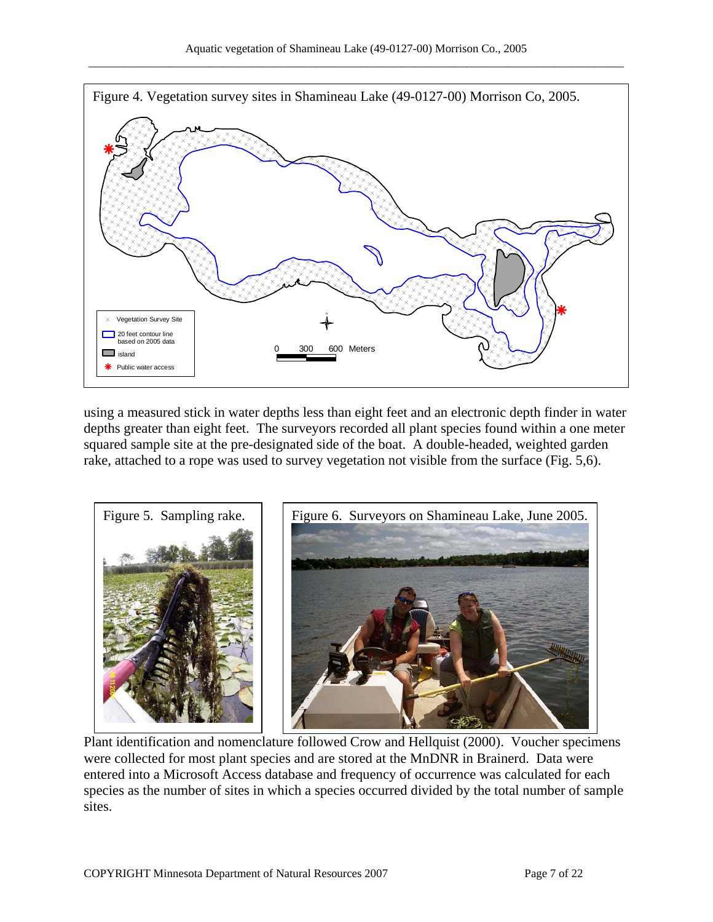Figure 4. Vegetation survey sites in Shamineau Lake (49-0127-00) Morrison Co, 2005.

using a measured stick in water depths less than eight feet and an electronic depth finder in water depths greater than eight feet. The surveyors recorded all plant species found within a one meter squared sample site at the pre-designated side of the boat. A double-headed, weighted garden rake, attached to a rope was used to survey vegetation not visible from the surface (Fig. 5,6).

Figure 5. Sampling rake.

Figure 6. Surveyors on Shamineau Lake, June 2005.

Plant identification and nomenclature followed Crow and Hellquist (2000). Voucher specimens were collected for most plant species and are stored at the MnDNR in Brainerd. Data were entered into a Microsoft Access database and frequency of occurrence was calculated for each species as the number of sites in which a species occurred divided by the total number of sample sites.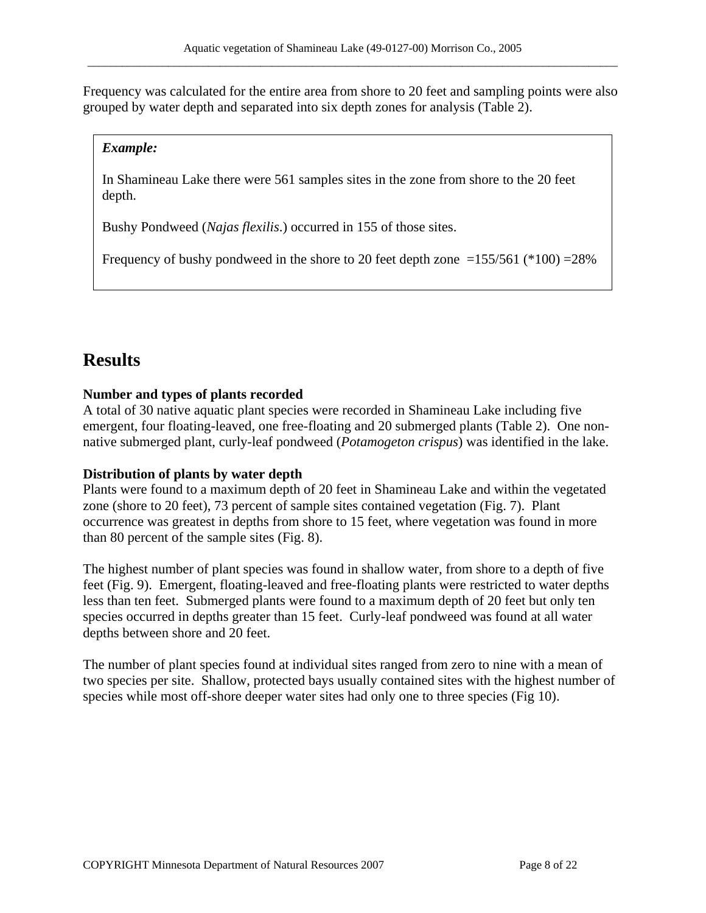Frequency was calculated for the entire area from shore to 20 feet and sampling points were also grouped by water depth and separated into six depth zones for analysis (Table 2).

> ***Example:***
>
> In Shamineau Lake there were 561 samples sites in the zone from shore to the 20 feet depth.
>
> Bushy Pondweed (*Najas flexilis*.) occurred in 155 of those sites.
>
> Frequency of bushy pondweed in the shore to 20 feet depth zone =155/561 (*100) =28%

# Results

**Number and types of plants recorded**

A total of 30 native aquatic plant species were recorded in Shamineau Lake including five emergent, four floating-leaved, one free-floating and 20 submerged plants (Table 2). One non-native submerged plant, curly-leaf pondweed (*Potamogeton crispus*) was identified in the lake.

**Distribution of plants by water depth**

Plants were found to a maximum depth of 20 feet in Shamineau Lake and within the vegetated zone (shore to 20 feet), 73 percent of sample sites contained vegetation (Fig. 7). Plant occurrence was greatest in depths from shore to 15 feet, where vegetation was found in more than 80 percent of the sample sites (Fig. 8).

The highest number of plant species was found in shallow water, from shore to a depth of five feet (Fig. 9). Emergent, floating-leaved and free-floating plants were restricted to water depths less than ten feet. Submerged plants were found to a maximum depth of 20 feet but only ten species occurred in depths greater than 15 feet. Curly-leaf pondweed was found at all water depths between shore and 20 feet.

The number of plant species found at individual sites ranged from zero to nine with a mean of two species per site. Shallow, protected bays usually contained sites with the highest number of species while most off-shore deeper water sites had only one to three species (Fig 10).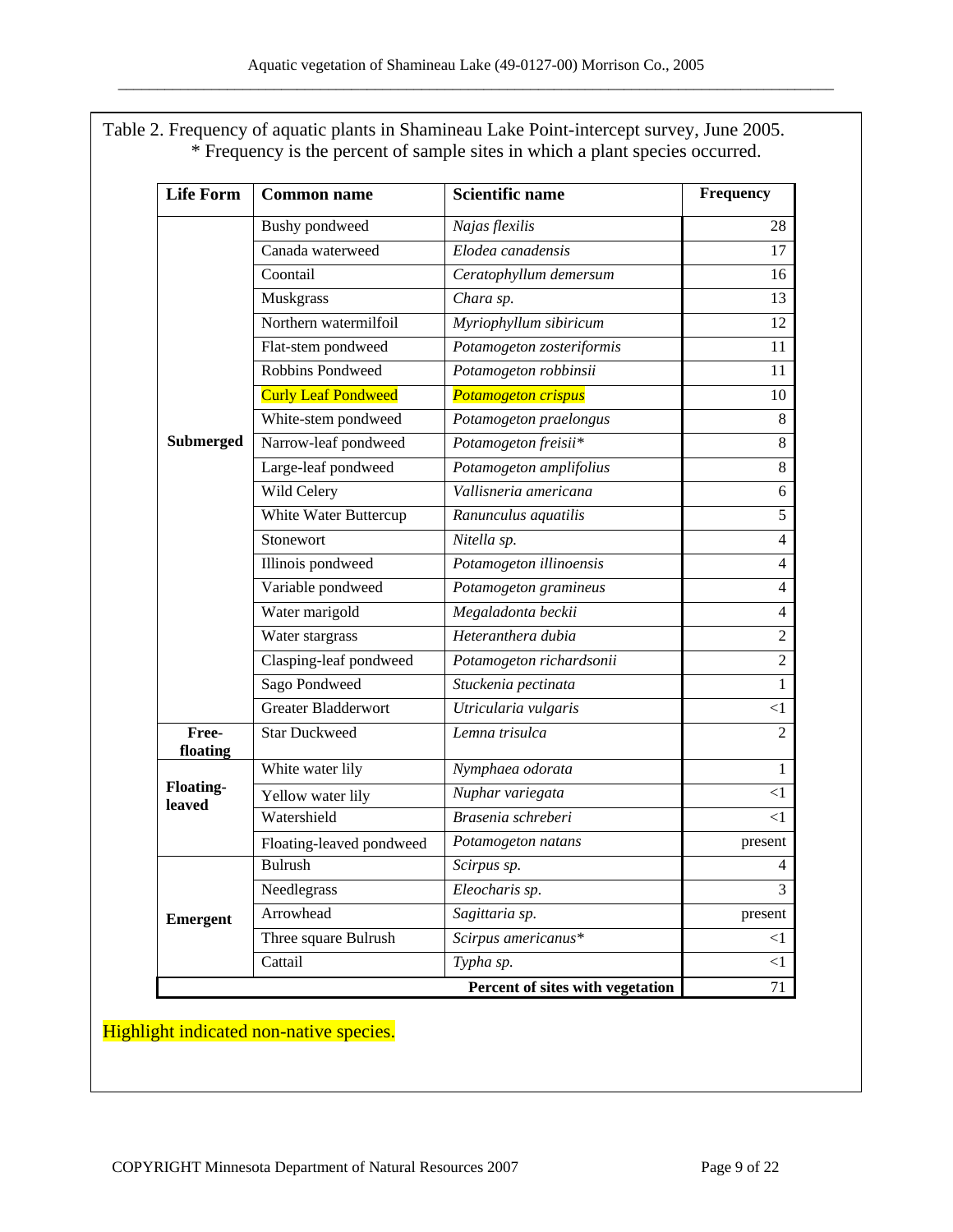Table 2. Frequency of aquatic plants in Shamineau Lake Point-intercept survey, June 2005.
* Frequency is the percent of sample sites in which a plant species occurred.

| Life Form | Common name | Scientific name | Frequency |
|---|---|---|---|
| Submerged | Bushy pondweed | *Najas flexilis* | 28 |
| | Canada waterweed | *Elodea canadensis* | 17 |
| | Coontail | *Ceratophyllum demersum* | 16 |
| | Muskgrass | *Chara sp.* | 13 |
| | Northern watermilfoil | *Myriophyllum sibiricum* | 12 |
| | Flat-stem pondweed | *Potamogeton zosteriformis* | 11 |
| | Robbins Pondweed | *Potamogeton robbinsii* | 11 |
| | Curly Leaf Pondweed | *Potamogeton crispus* | 10 |
| | White-stem pondweed | *Potamogeton praelongus* | 8 |
| | Narrow-leaf pondweed | *Potamogeton freisii** | 8 |
| | Large-leaf pondweed | *Potamogeton amplifolius* | 8 |
| | Wild Celery | *Vallisneria americana* | 6 |
| | White Water Buttercup | *Ranunculus aquatilis* | 5 |
| | Stonewort | *Nitella sp.* | 4 |
| | Illinois pondweed | *Potamogeton illinoensis* | 4 |
| | Variable pondweed | *Potamogeton gramineus* | 4 |
| | Water marigold | *Megaladonta beckii* | 4 |
| | Water stargrass | *Heteranthera dubia* | 2 |
| | Clasping-leaf pondweed | *Potamogeton richardsonii* | 2 |
| | Sago Pondweed | *Stuckenia pectinata* | 1 |
| | Greater Bladderwort | *Utricularia vulgaris* | <1 |
| Free-floating | Star Duckweed | *Lemna trisulca* | 2 |
| Floating-leaved | White water lily | *Nymphaea odorata* | 1 |
| | Yellow water lily | *Nuphar variegata* | <1 |
| | Watershield | *Brasenia schreberi* | <1 |
| | Floating-leaved pondweed | *Potamogeton natans* | present |
| Emergent | Bulrush | *Scirpus sp.* | 4 |
| | Needlegrass | *Eleocharis sp.* | 3 |
| | Arrowhead | *Sagittaria sp.* | present |
| | Three square Bulrush | *Scirpus americanus** | <1 |
| | Cattail | *Typha sp.* | <1 |
| | | **Percent of sites with vegetation** | 71 |

Highlight indicated non-native species.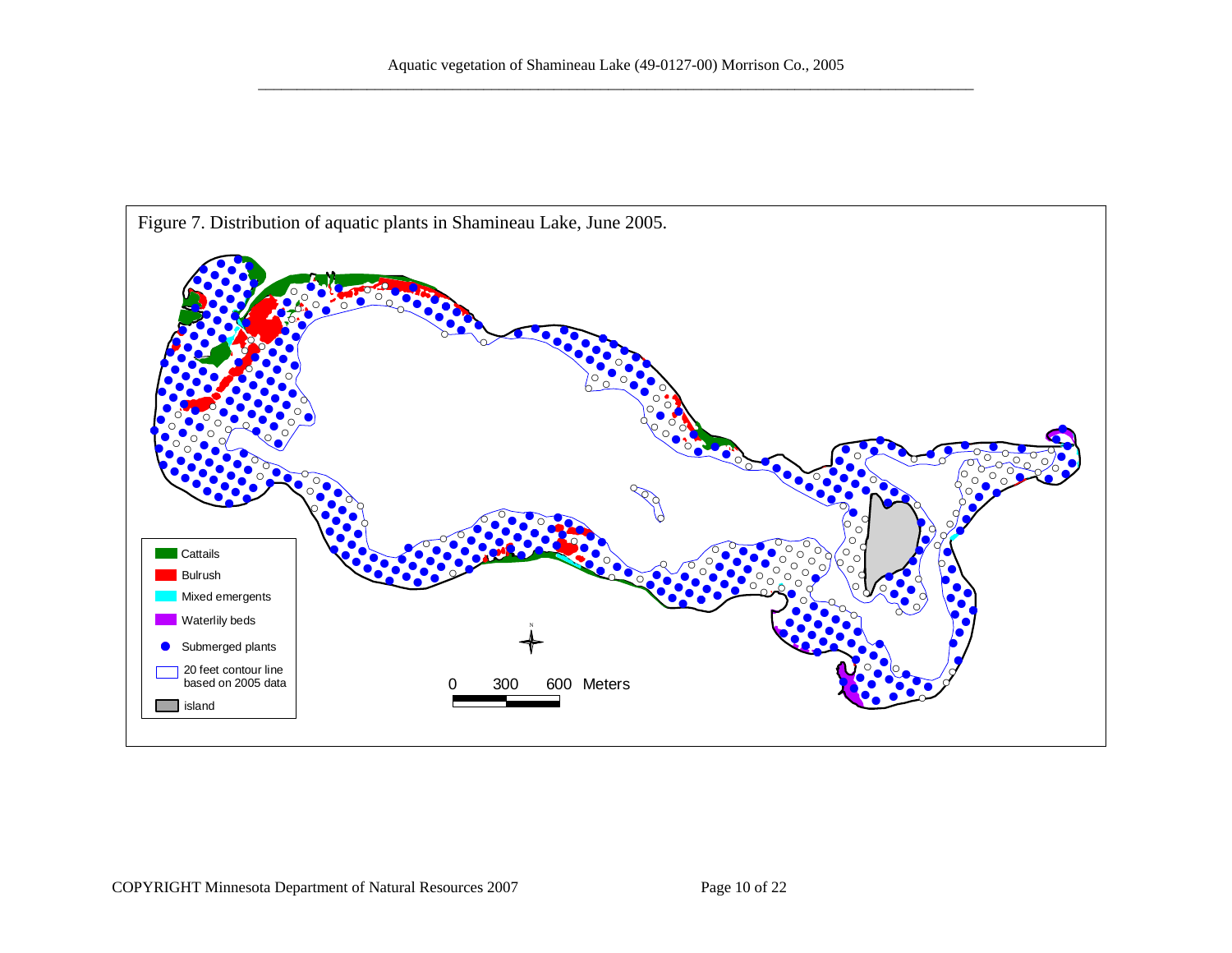Figure 7. Distribution of aquatic plants in Shamineau Lake, June 2005.

- Cattails
- Bulrush
- Mixed emergents
- Waterlily beds
- Submerged plants
- 20 feet contour line based on 2005 data
- island

0 300 600 Meters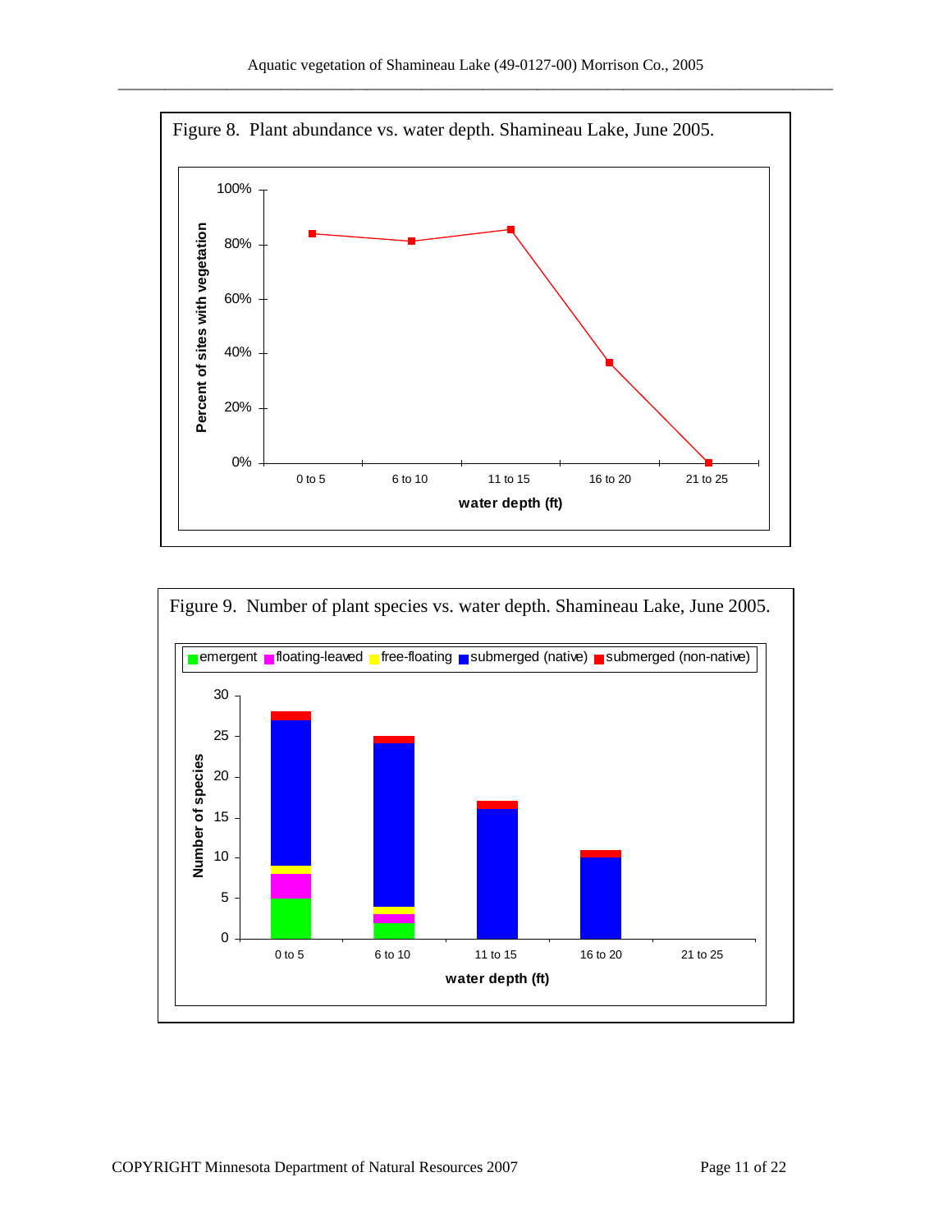Figure 8. Plant abundance vs. water depth. Shamineau Lake, June 2005.

Figure 9. Number of plant species vs. water depth. Shamineau Lake, June 2005.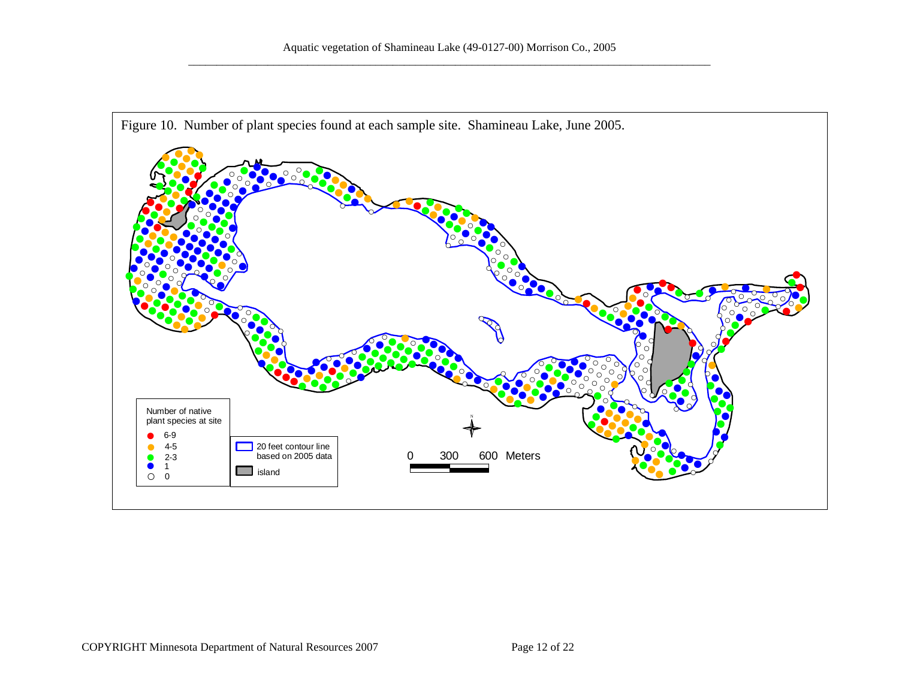Figure 10. Number of plant species found at each sample site. Shamineau Lake, June 2005.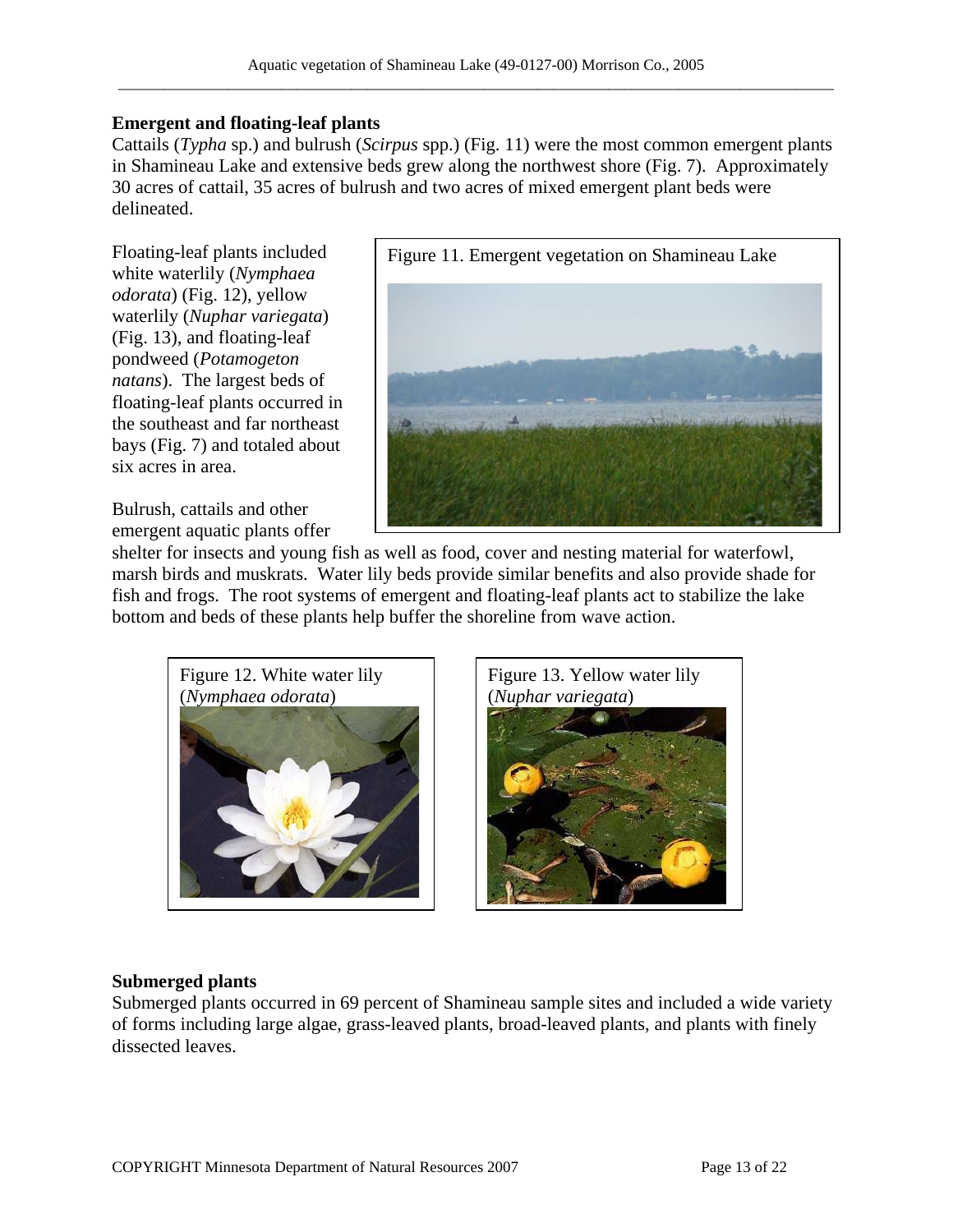## Emergent and floating-leaf plants

Cattails (*Typha* sp.) and bulrush (*Scirpus* spp.) (Fig. 11) were the most common emergent plants in Shamineau Lake and extensive beds grew along the northwest shore (Fig. 7). Approximately 30 acres of cattail, 35 acres of bulrush and two acres of mixed emergent plant beds were delineated.

Floating-leaf plants included white waterlily (*Nymphaea odorata*) (Fig. 12), yellow waterlily (*Nuphar variegata*) (Fig. 13), and floating-leaf pondweed (*Potamogeton natans*). The largest beds of floating-leaf plants occurred in the southeast and far northeast bays (Fig. 7) and totaled about six acres in area.

Figure 11. Emergent vegetation on Shamineau Lake

Bulrush, cattails and other emergent aquatic plants offer shelter for insects and young fish as well as food, cover and nesting material for waterfowl, marsh birds and muskrats. Water lily beds provide similar benefits and also provide shade for fish and frogs. The root systems of emergent and floating-leaf plants act to stabilize the lake bottom and beds of these plants help buffer the shoreline from wave action.

Figure 12. White water lily (*Nymphaea odorata*)

Figure 13. Yellow water lily (*Nuphar variegata*)

## Submerged plants

Submerged plants occurred in 69 percent of Shamineau sample sites and included a wide variety of forms including large algae, grass-leaved plants, broad-leaved plants, and plants with finely dissected leaves.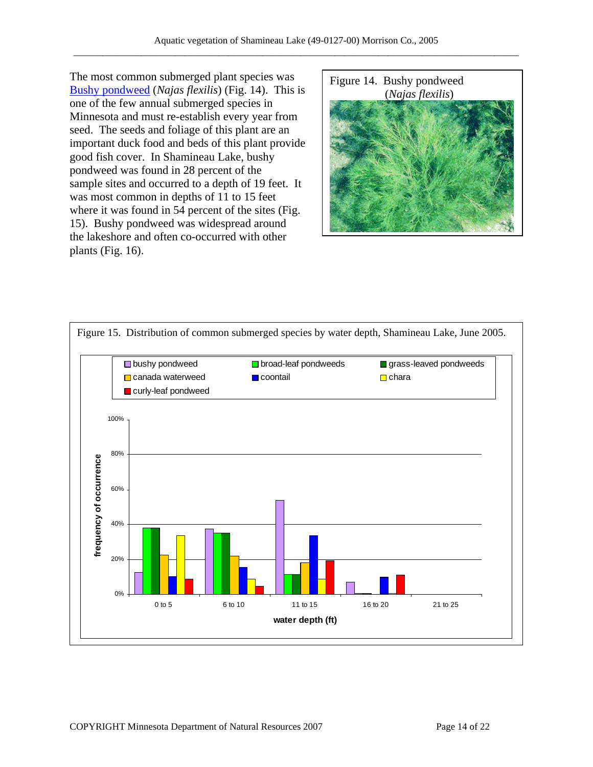The most common submerged plant species was Bushy pondweed (*Najas flexilis*) (Fig. 14). This is one of the few annual submerged species in Minnesota and must re-establish every year from seed. The seeds and foliage of this plant are an important duck food and beds of this plant provide good fish cover. In Shamineau Lake, bushy pondweed was found in 28 percent of the sample sites and occurred to a depth of 19 feet. It was most common in depths of 11 to 15 feet where it was found in 54 percent of the sites (Fig. 15). Bushy pondweed was widespread around the lakeshore and often co-occurred with other plants (Fig. 16).

Figure 14. Bushy pondweed (*Najas flexilis*)

Figure 15. Distribution of common submerged species by water depth, Shamineau Lake, June 2005.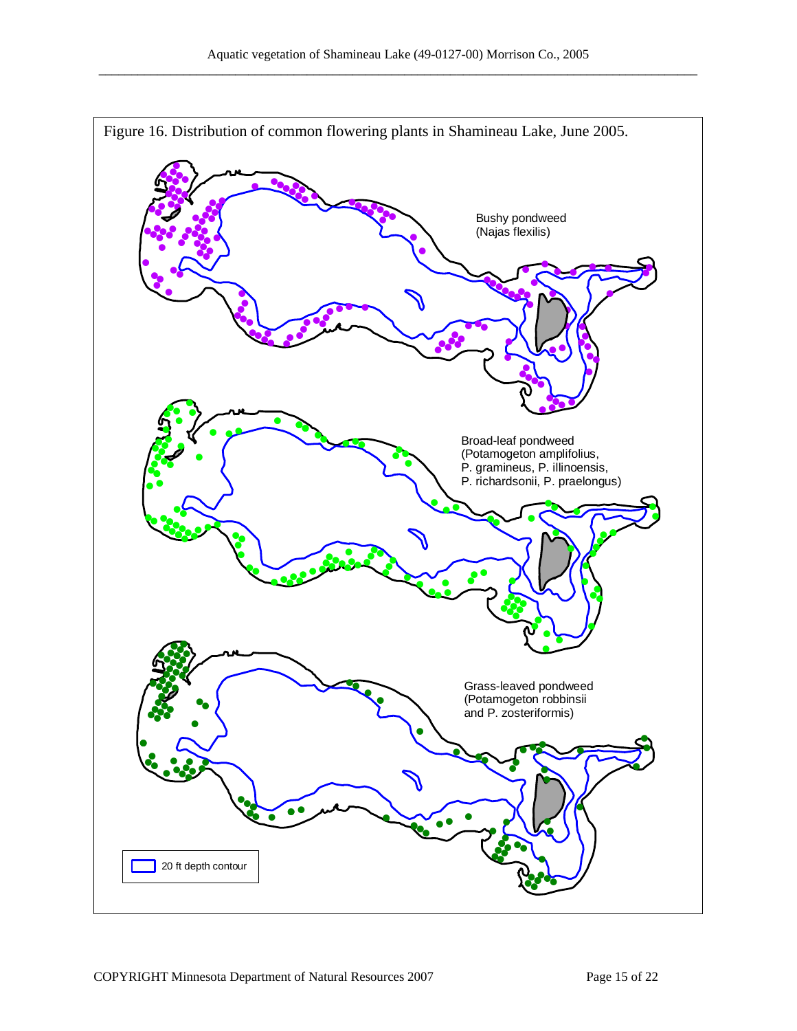Figure 16. Distribution of common flowering plants in Shamineau Lake, June 2005.

Bushy pondweed
(Najas flexilis)

Broad-leaf pondweed
(Potamogeton amplifolius,
P. gramineus, P. illinoensis,
P. richardsonii, P. praelongus)

Grass-leaved pondweed
(Potamogeton robbinsii
and P. zosteriformis)

20 ft depth contour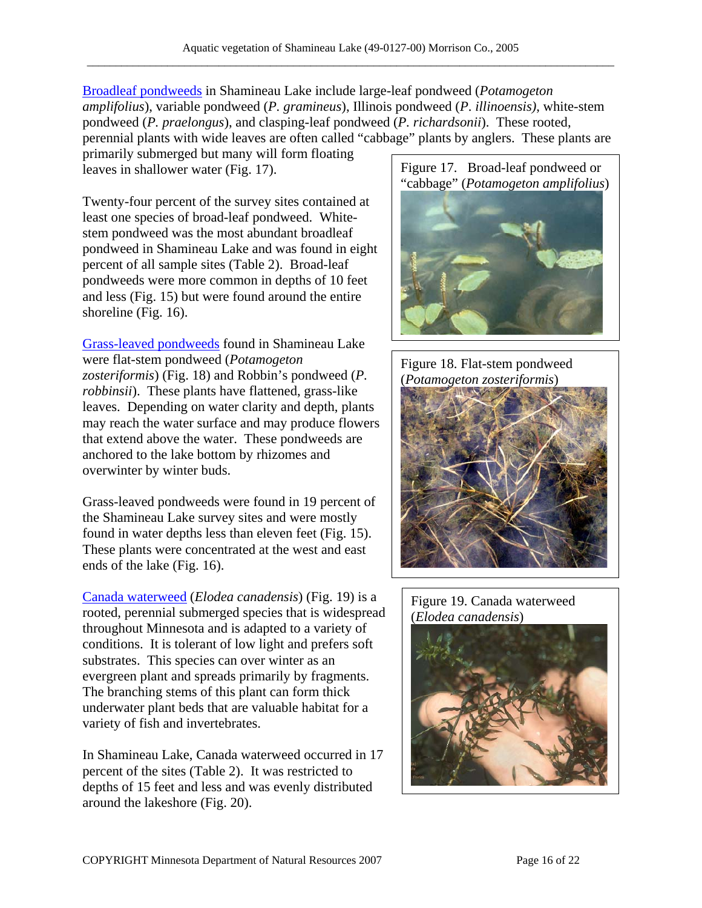Broadleaf pondweeds in Shamineau Lake include large-leaf pondweed (*Potamogeton amplifolius*), variable pondweed (*P. gramineus*), Illinois pondweed (*P. illinoensis)*, white-stem pondweed (*P. praelongus*), and clasping-leaf pondweed (*P. richardsonii*). These rooted, perennial plants with wide leaves are often called "cabbage" plants by anglers. These plants are primarily submerged but many will form floating leaves in shallower water (Fig. 17).

Figure 17. Broad-leaf pondweed or "cabbage" (*Potamogeton amplifolius*)

Twenty-four percent of the survey sites contained at least one species of broad-leaf pondweed. White-stem pondweed was the most abundant broadleaf pondweed in Shamineau Lake and was found in eight percent of all sample sites (Table 2). Broad-leaf pondweeds were more common in depths of 10 feet and less (Fig. 15) but were found around the entire shoreline (Fig. 16).

Grass-leaved pondweeds found in Shamineau Lake were flat-stem pondweed (*Potamogeton zosteriformis*) (Fig. 18) and Robbin's pondweed (*P. robbinsii*). These plants have flattened, grass-like leaves. Depending on water clarity and depth, plants may reach the water surface and may produce flowers that extend above the water. These pondweeds are anchored to the lake bottom by rhizomes and overwinter by winter buds.

Figure 18. Flat-stem pondweed (*Potamogeton zosteriformis*)

Grass-leaved pondweeds were found in 19 percent of the Shamineau Lake survey sites and were mostly found in water depths less than eleven feet (Fig. 15). These plants were concentrated at the west and east ends of the lake (Fig. 16).

Canada waterweed (*Elodea canadensis*) (Fig. 19) is a rooted, perennial submerged species that is widespread throughout Minnesota and is adapted to a variety of conditions. It is tolerant of low light and prefers soft substrates. This species can over winter as an evergreen plant and spreads primarily by fragments. The branching stems of this plant can form thick underwater plant beds that are valuable habitat for a variety of fish and invertebrates.

Figure 19. Canada waterweed (*Elodea canadensis*)

In Shamineau Lake, Canada waterweed occurred in 17 percent of the sites (Table 2). It was restricted to depths of 15 feet and less and was evenly distributed around the lakeshore (Fig. 20).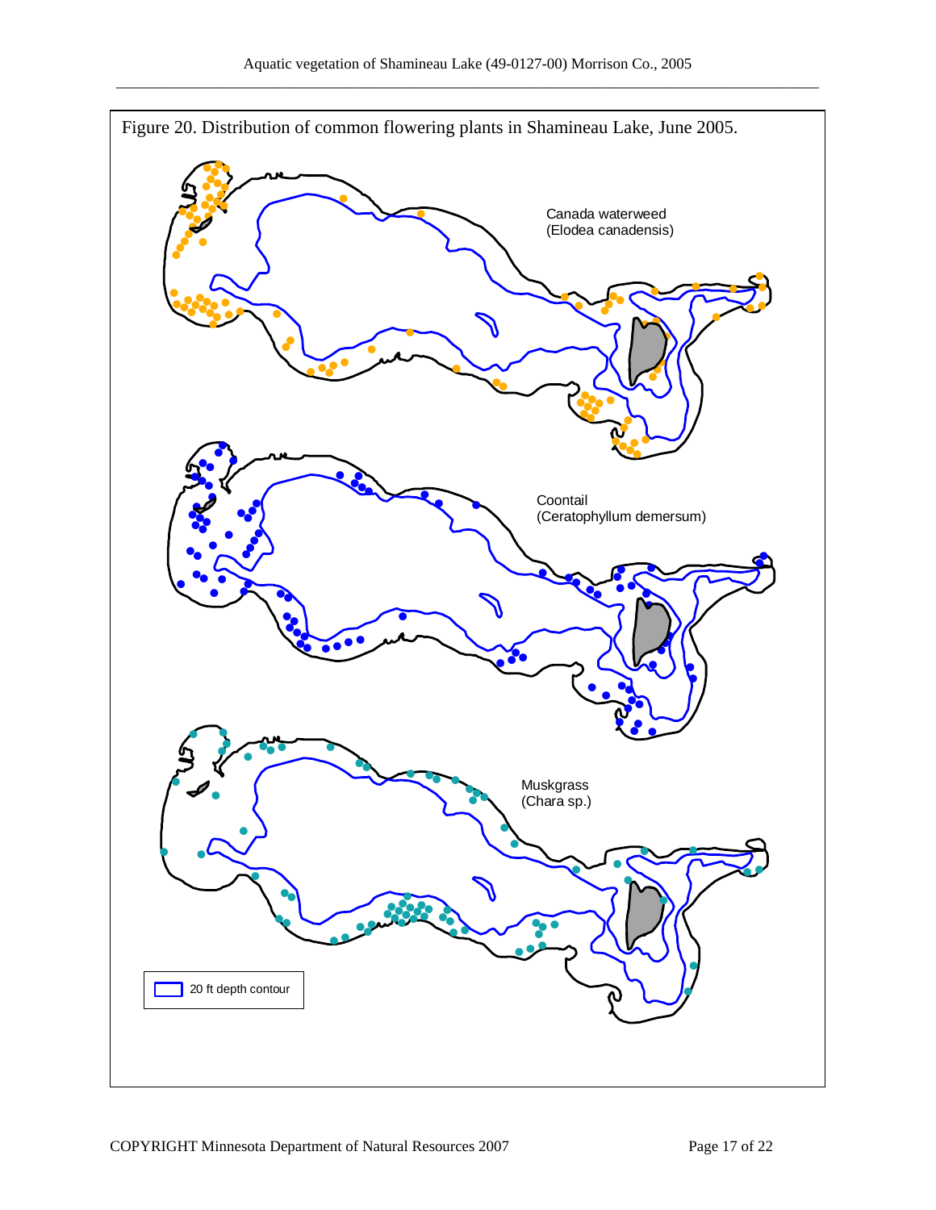Figure 20. Distribution of common flowering plants in Shamineau Lake, June 2005.

Canada waterweed (Elodea canadensis)

Coontail (Ceratophyllum demersum)

Muskgrass (Chara sp.)

20 ft depth contour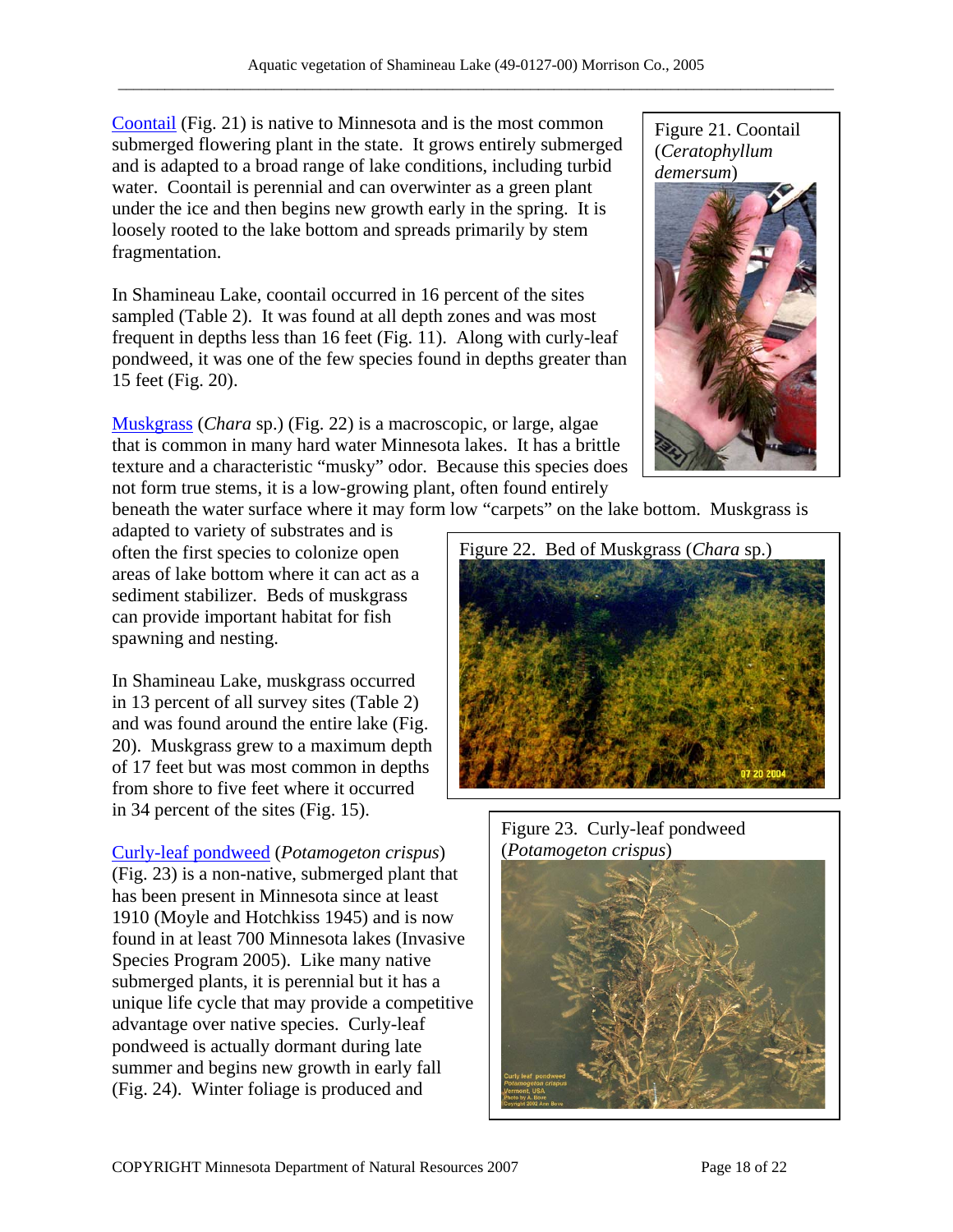Coontail (Fig. 21) is native to Minnesota and is the most common submerged flowering plant in the state. It grows entirely submerged and is adapted to a broad range of lake conditions, including turbid water. Coontail is perennial and can overwinter as a green plant under the ice and then begins new growth early in the spring. It is loosely rooted to the lake bottom and spreads primarily by stem fragmentation.

Figure 21. Coontail (*Ceratophyllum demersum*)

In Shamineau Lake, coontail occurred in 16 percent of the sites sampled (Table 2). It was found at all depth zones and was most frequent in depths less than 16 feet (Fig. 11). Along with curly-leaf pondweed, it was one of the few species found in depths greater than 15 feet (Fig. 20).

Muskgrass (*Chara* sp.) (Fig. 22) is a macroscopic, or large, algae that is common in many hard water Minnesota lakes. It has a brittle texture and a characteristic "musky" odor. Because this species does not form true stems, it is a low-growing plant, often found entirely beneath the water surface where it may form low "carpets" on the lake bottom. Muskgrass is adapted to variety of substrates and is often the first species to colonize open areas of lake bottom where it can act as a sediment stabilizer. Beds of muskgrass can provide important habitat for fish spawning and nesting.

Figure 22. Bed of Muskgrass (*Chara* sp.)

In Shamineau Lake, muskgrass occurred in 13 percent of all survey sites (Table 2) and was found around the entire lake (Fig. 20). Muskgrass grew to a maximum depth of 17 feet but was most common in depths from shore to five feet where it occurred in 34 percent of the sites (Fig. 15).

Curly-leaf pondweed (*Potamogeton crispus*) (Fig. 23) is a non-native, submerged plant that has been present in Minnesota since at least 1910 (Moyle and Hotchkiss 1945) and is now found in at least 700 Minnesota lakes (Invasive Species Program 2005). Like many native submerged plants, it is perennial but it has a unique life cycle that may provide a competitive advantage over native species. Curly-leaf pondweed is actually dormant during late summer and begins new growth in early fall (Fig. 24). Winter foliage is produced and

Figure 23. Curly-leaf pondweed (*Potamogeton crispus*)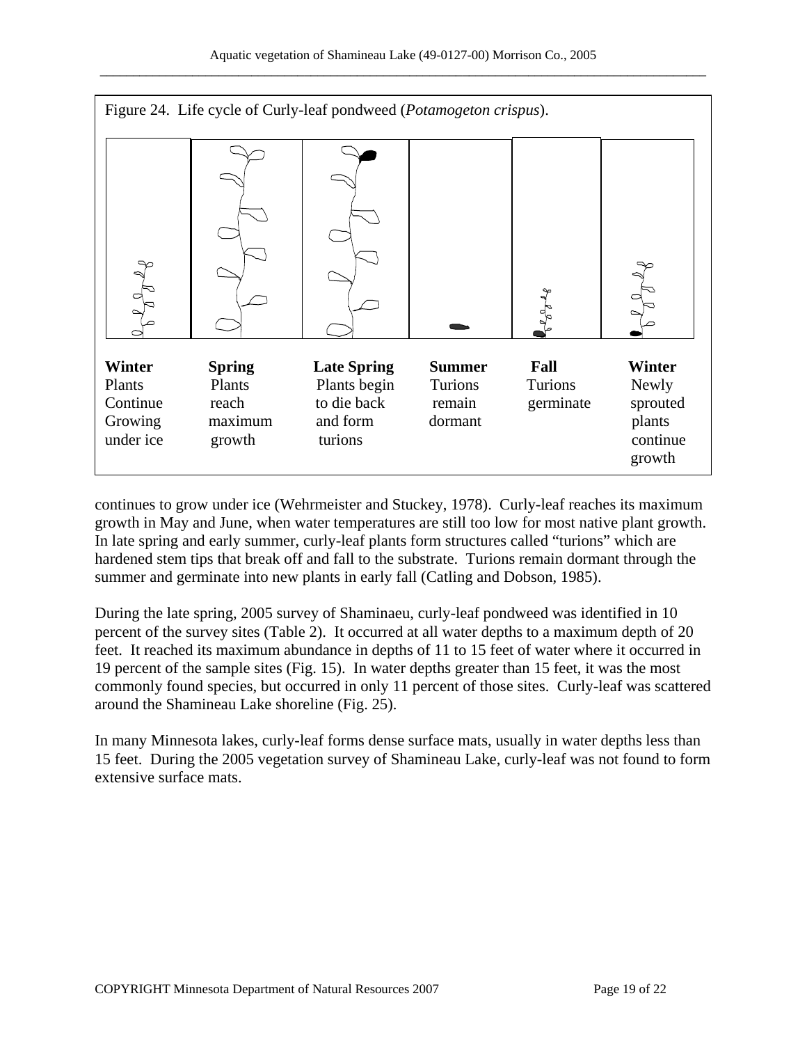Figure 24. Life cycle of Curly-leaf pondweed (*Potamogeton crispus*).

| **Winter** | **Spring** | **Late Spring** | **Summer** | **Fall** | **Winter** |
|---|---|---|---|---|---|
| Plants Continue Growing under ice | Plants reach maximum growth | Plants begin to die back and form turions | Turions remain dormant | Turions germinate | Newly sprouted plants continue growth |

continues to grow under ice (Wehrmeister and Stuckey, 1978). Curly-leaf reaches its maximum growth in May and June, when water temperatures are still too low for most native plant growth. In late spring and early summer, curly-leaf plants form structures called "turions" which are hardened stem tips that break off and fall to the substrate. Turions remain dormant through the summer and germinate into new plants in early fall (Catling and Dobson, 1985).

During the late spring, 2005 survey of Shaminaeu, curly-leaf pondweed was identified in 10 percent of the survey sites (Table 2). It occurred at all water depths to a maximum depth of 20 feet. It reached its maximum abundance in depths of 11 to 15 feet of water where it occurred in 19 percent of the sample sites (Fig. 15). In water depths greater than 15 feet, it was the most commonly found species, but occurred in only 11 percent of those sites. Curly-leaf was scattered around the Shamineau Lake shoreline (Fig. 25).

In many Minnesota lakes, curly-leaf forms dense surface mats, usually in water depths less than 15 feet. During the 2005 vegetation survey of Shamineau Lake, curly-leaf was not found to form extensive surface mats.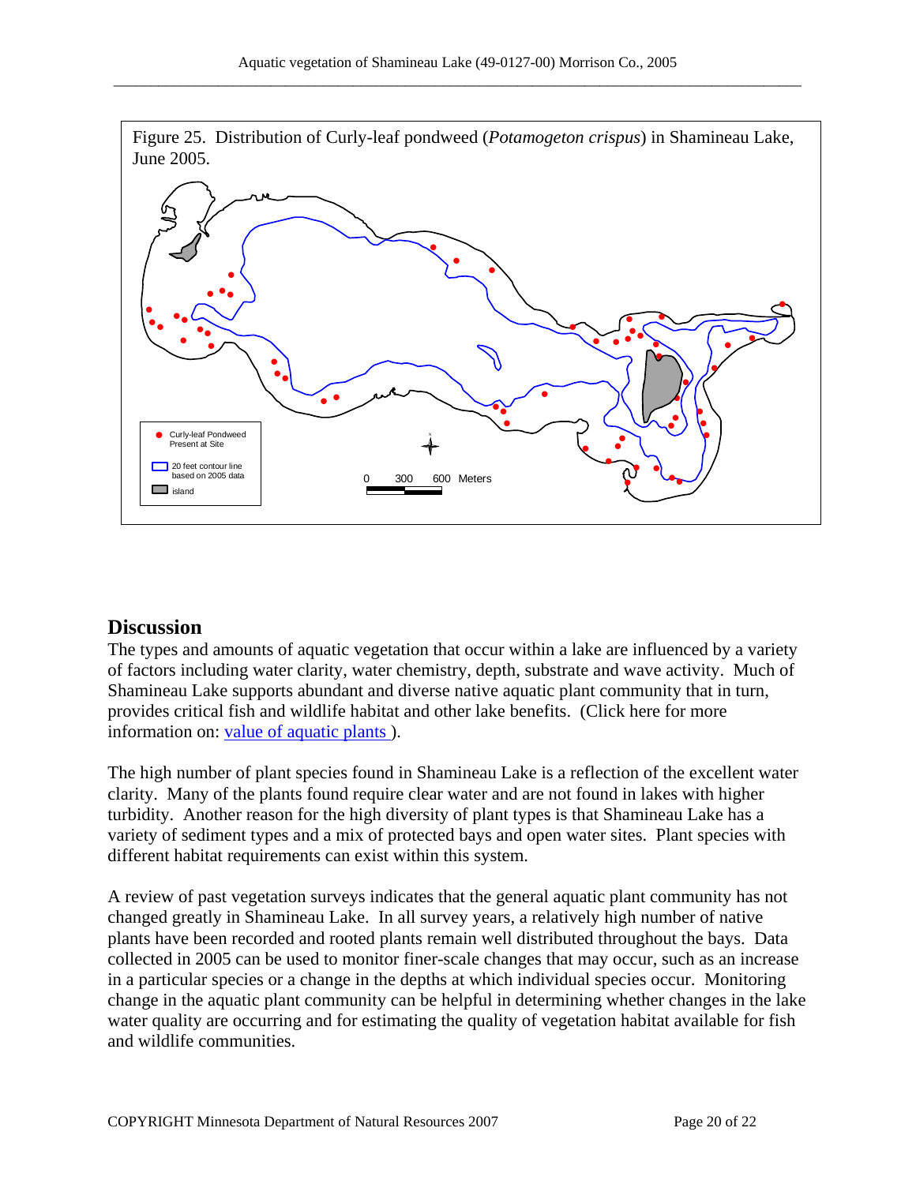Figure 25. Distribution of Curly-leaf pondweed (*Potamogeton crispus*) in Shamineau Lake, June 2005.

## Discussion

The types and amounts of aquatic vegetation that occur within a lake are influenced by a variety of factors including water clarity, water chemistry, depth, substrate and wave activity. Much of Shamineau Lake supports abundant and diverse native aquatic plant community that in turn, provides critical fish and wildlife habitat and other lake benefits. (Click here for more information on: value of aquatic plants ).

The high number of plant species found in Shamineau Lake is a reflection of the excellent water clarity. Many of the plants found require clear water and are not found in lakes with higher turbidity. Another reason for the high diversity of plant types is that Shamineau Lake has a variety of sediment types and a mix of protected bays and open water sites. Plant species with different habitat requirements can exist within this system.

A review of past vegetation surveys indicates that the general aquatic plant community has not changed greatly in Shamineau Lake. In all survey years, a relatively high number of native plants have been recorded and rooted plants remain well distributed throughout the bays. Data collected in 2005 can be used to monitor finer-scale changes that may occur, such as an increase in a particular species or a change in the depths at which individual species occur. Monitoring change in the aquatic plant community can be helpful in determining whether changes in the lake water quality are occurring and for estimating the quality of vegetation habitat available for fish and wildlife communities.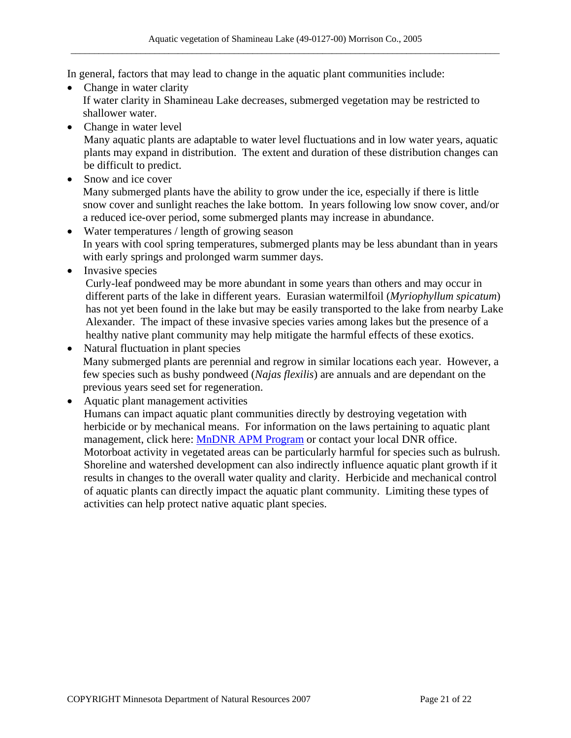In general, factors that may lead to change in the aquatic plant communities include:

- Change in water clarity
  If water clarity in Shamineau Lake decreases, submerged vegetation may be restricted to shallower water.
- Change in water level
  Many aquatic plants are adaptable to water level fluctuations and in low water years, aquatic plants may expand in distribution. The extent and duration of these distribution changes can be difficult to predict.
- Snow and ice cover
  Many submerged plants have the ability to grow under the ice, especially if there is little snow cover and sunlight reaches the lake bottom. In years following low snow cover, and/or a reduced ice-over period, some submerged plants may increase in abundance.
- Water temperatures / length of growing season
  In years with cool spring temperatures, submerged plants may be less abundant than in years with early springs and prolonged warm summer days.
- Invasive species
  Curly-leaf pondweed may be more abundant in some years than others and may occur in different parts of the lake in different years. Eurasian watermilfoil (*Myriophyllum spicatum*) has not yet been found in the lake but may be easily transported to the lake from nearby Lake Alexander. The impact of these invasive species varies among lakes but the presence of a healthy native plant community may help mitigate the harmful effects of these exotics.
- Natural fluctuation in plant species
  Many submerged plants are perennial and regrow in similar locations each year. However, a few species such as bushy pondweed (*Najas flexilis*) are annuals and are dependant on the previous years seed set for regeneration.
- Aquatic plant management activities
  Humans can impact aquatic plant communities directly by destroying vegetation with herbicide or by mechanical means. For information on the laws pertaining to aquatic plant management, click here: [MnDNR APM Program] or contact your local DNR office. Motorboat activity in vegetated areas can be particularly harmful for species such as bulrush. Shoreline and watershed development can also indirectly influence aquatic plant growth if it results in changes to the overall water quality and clarity. Herbicide and mechanical control of aquatic plants can directly impact the aquatic plant community. Limiting these types of activities can help protect native aquatic plant species.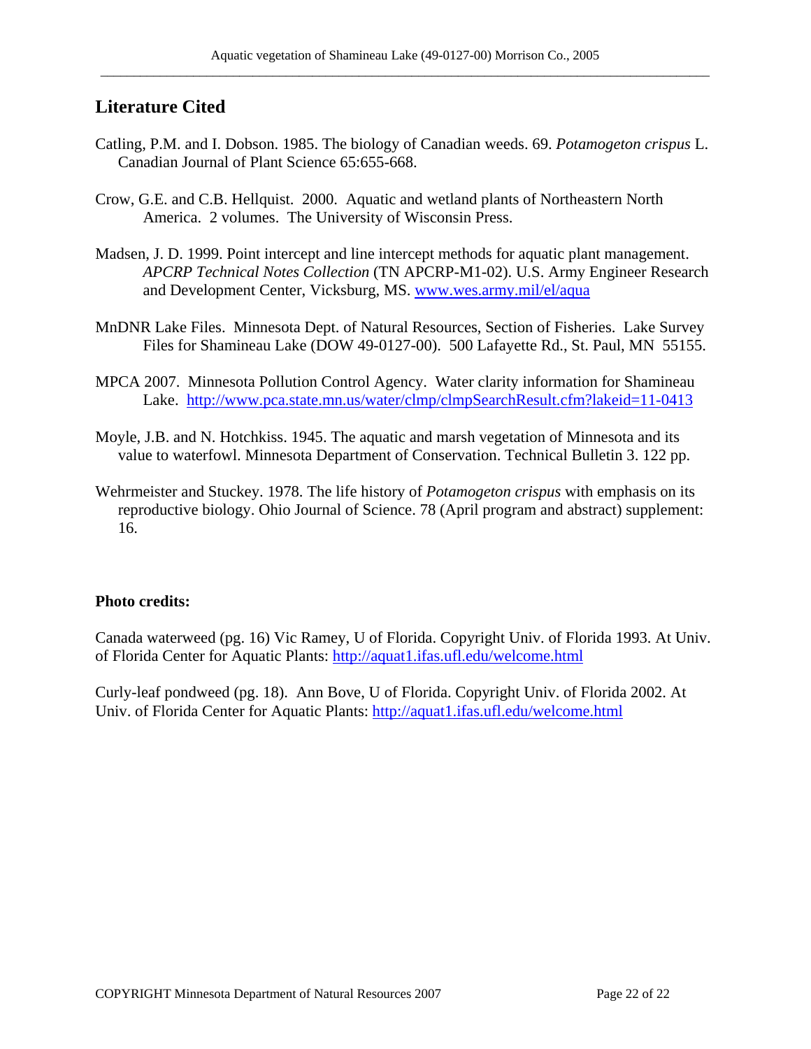## Literature Cited

Catling, P.M. and I. Dobson. 1985. The biology of Canadian weeds. 69. *Potamogeton crispus* L. Canadian Journal of Plant Science 65:655-668.

Crow, G.E. and C.B. Hellquist. 2000. Aquatic and wetland plants of Northeastern North America. 2 volumes. The University of Wisconsin Press.

Madsen, J. D. 1999. Point intercept and line intercept methods for aquatic plant management. *APCRP Technical Notes Collection* (TN APCRP-M1-02). U.S. Army Engineer Research and Development Center, Vicksburg, MS. www.wes.army.mil/el/aqua

MnDNR Lake Files. Minnesota Dept. of Natural Resources, Section of Fisheries. Lake Survey Files for Shamineau Lake (DOW 49-0127-00). 500 Lafayette Rd., St. Paul, MN 55155.

MPCA 2007. Minnesota Pollution Control Agency. Water clarity information for Shamineau Lake. http://www.pca.state.mn.us/water/clmp/clmpSearchResult.cfm?lakeid=11-0413

Moyle, J.B. and N. Hotchkiss. 1945. The aquatic and marsh vegetation of Minnesota and its value to waterfowl. Minnesota Department of Conservation. Technical Bulletin 3. 122 pp.

Wehrmeister and Stuckey. 1978. The life history of *Potamogeton crispus* with emphasis on its reproductive biology. Ohio Journal of Science. 78 (April program and abstract) supplement: 16.

**Photo credits:**

Canada waterweed (pg. 16) Vic Ramey, U of Florida. Copyright Univ. of Florida 1993. At Univ. of Florida Center for Aquatic Plants: http://aquat1.ifas.ufl.edu/welcome.html

Curly-leaf pondweed (pg. 18). Ann Bove, U of Florida. Copyright Univ. of Florida 2002. At Univ. of Florida Center for Aquatic Plants: http://aquat1.ifas.ufl.edu/welcome.html